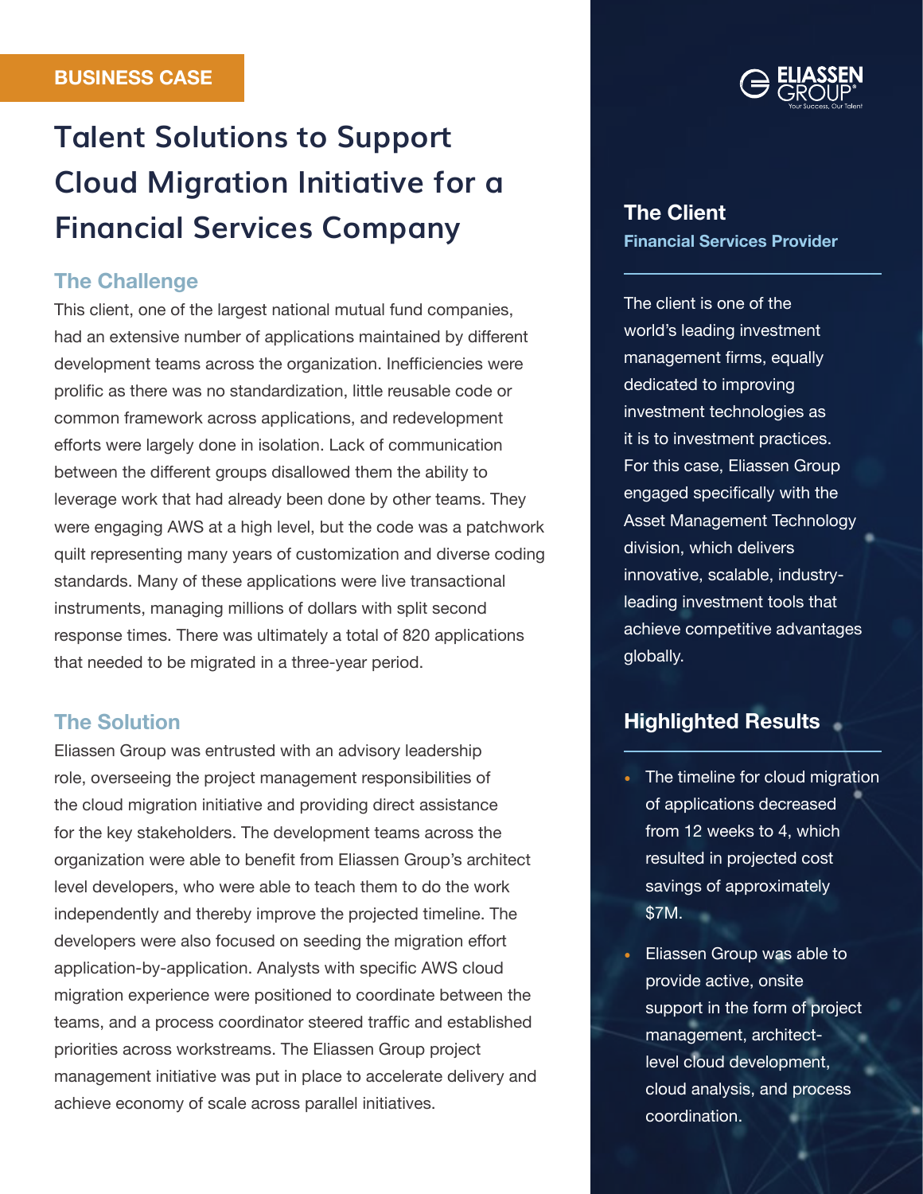BUSINESS CASE

# Talent Solutions to Support Cloud Migration Initiative for a Financial Services Company

## The Challenge

This client, one of the largest national mutual fund companies, had an extensive number of applications maintained by different development teams across the organization. Inefficiencies were prolific as there was no standardization, little reusable code or common framework across applications, and redevelopment efforts were largely done in isolation. Lack of communication between the different groups disallowed them the ability to leverage work that had already been done by other teams. They were engaging AWS at a high level, but the code was a patchwork quilt representing many years of customization and diverse coding standards. Many of these applications were live transactional instruments, managing millions of dollars with split second response times. There was ultimately a total of 820 applications that needed to be migrated in a three-year period.

## The Solution

Eliassen Group was entrusted with an advisory leadership role, overseeing the project management responsibilities of the cloud migration initiative and providing direct assistance for the key stakeholders. The development teams across the organization were able to benefit from Eliassen Group's architect level developers, who were able to teach them to do the work independently and thereby improve the projected timeline. The developers were also focused on seeding the migration effort application-by-application. Analysts with specific AWS cloud migration experience were positioned to coordinate between the teams, and a process coordinator steered traffic and established priorities across workstreams. The Eliassen Group project management initiative was put in place to accelerate delivery and achieve economy of scale across parallel initiatives.

ELIASSEN GROUP
Your Success, Our Talent

## The Client

**Financial Services Provider**

The client is one of the world's leading investment management firms, equally dedicated to improving investment technologies as it is to investment practices. For this case, Eliassen Group engaged specifically with the Asset Management Technology division, which delivers innovative, scalable, industry-leading investment tools that achieve competitive advantages globally.

## Highlighted Results

- The timeline for cloud migration of applications decreased from 12 weeks to 4, which resulted in projected cost savings of approximately $7M.
- Eliassen Group was able to provide active, onsite support in the form of project management, architect-level cloud development, cloud analysis, and process coordination.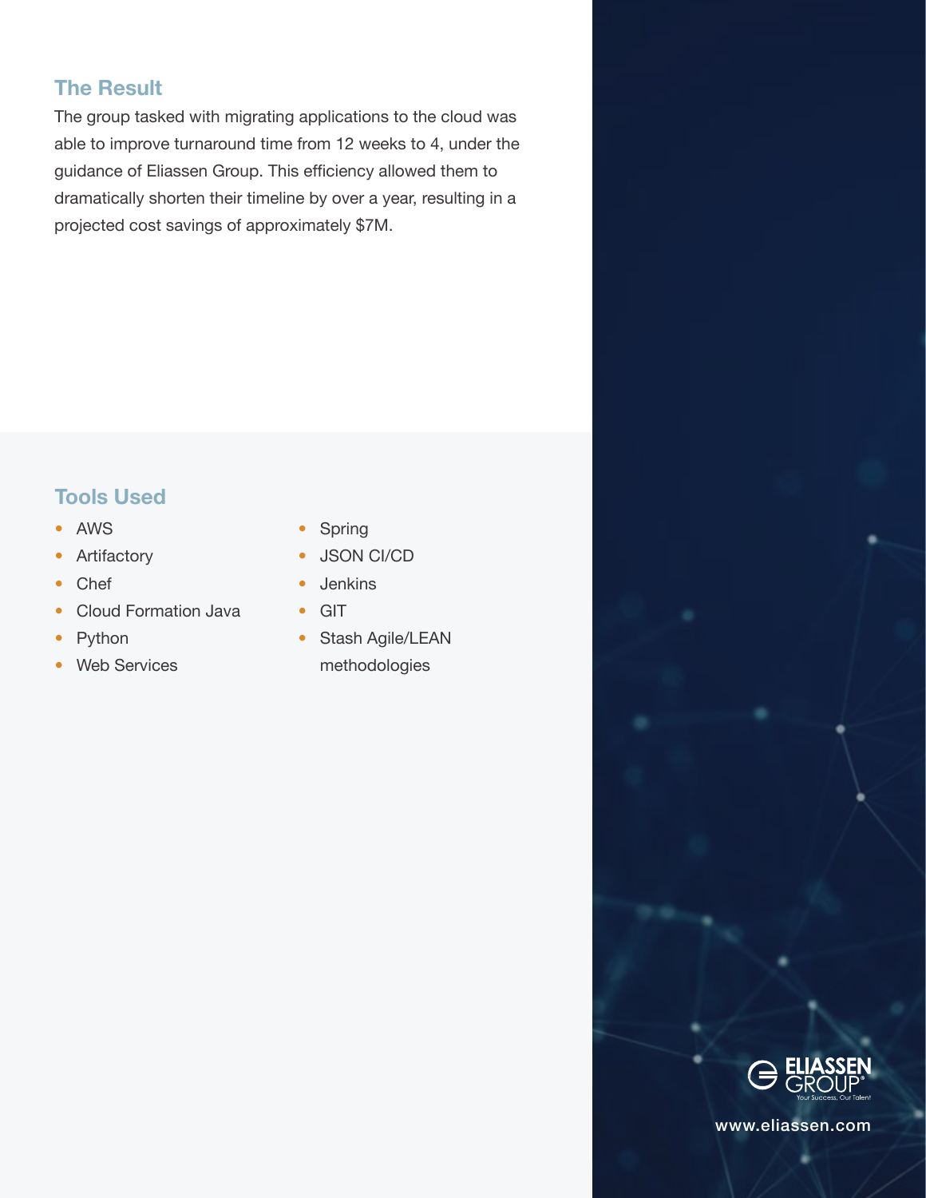## The Result

The group tasked with migrating applications to the cloud was able to improve turnaround time from 12 weeks to 4, under the guidance of Eliassen Group. This efficiency allowed them to dramatically shorten their timeline by over a year, resulting in a projected cost savings of approximately $7M.

## Tools Used

- AWS
- Artifactory
- Chef
- Cloud Formation Java
- Python
- Web Services
- Spring
- JSON CI/CD
- Jenkins
- GIT
- Stash Agile/LEAN methodologies

ELIASSEN GROUP® Your Success, Our Talent

www.eliassen.com